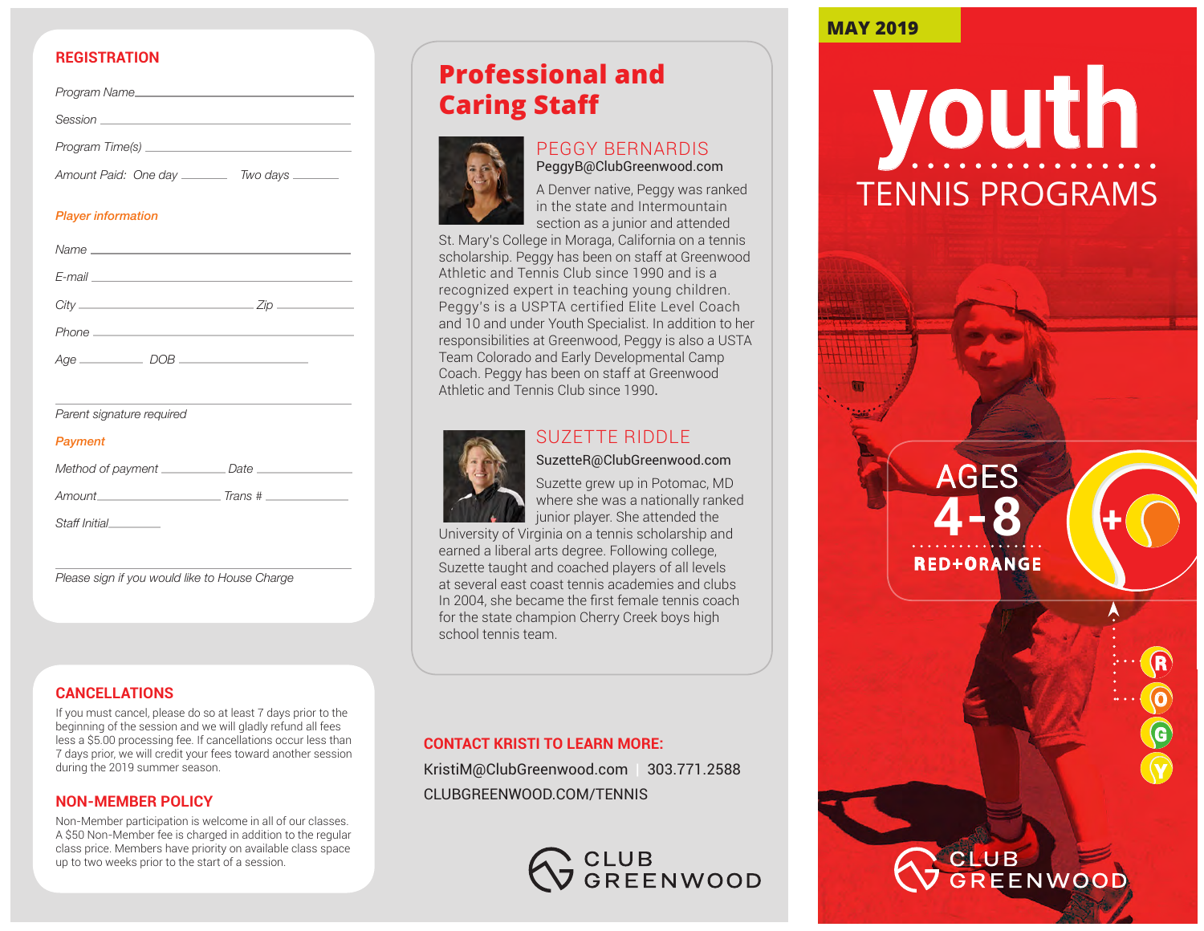## REGISTRATION

*Program Name* \_\_\_\_\_\_\_\_\_\_\_\_\_\_\_\_\_\_\_\_\_\_\_\_\_\_\_\_\_\_

*Session* \_\_\_\_\_\_\_\_\_\_\_\_\_\_\_\_\_\_\_\_\_\_\_\_\_\_\_\_\_\_

*Program Time(s)* \_\_\_\_\_\_\_\_\_\_\_\_\_\_\_\_\_\_\_\_\_\_\_\_\_\_\_\_\_\_

*Amount Paid: One day* \_\_\_\_\_\_\_\_ *Two days* \_\_\_\_\_\_\_\_

### Player information

*Name* \_\_\_\_\_\_\_\_\_\_\_\_\_\_\_\_\_\_\_\_\_\_\_\_\_\_\_\_\_\_

*E-mail* \_\_\_\_\_\_\_\_\_\_\_\_\_\_\_\_\_\_\_\_\_\_\_\_\_\_\_\_\_\_

*City* \_\_\_\_\_\_\_\_\_\_\_\_\_\_\_\_\_\_\_\_ *Zip* \_\_\_\_\_\_\_\_\_\_

*Phone* \_\_\_\_\_\_\_\_\_\_\_\_\_\_\_\_\_\_\_\_\_\_\_\_\_\_\_\_\_\_

*Age* \_\_\_\_\_\_\_\_\_\_ *DOB* \_\_\_\_\_\_\_\_\_\_\_\_\_\_\_\_\_\_

\_\_\_\_\_\_\_\_\_\_\_\_\_\_\_\_\_\_\_\_\_\_\_\_\_\_\_\_\_\_

*Parent signature required*

### Payment

*Method of payment* \_\_\_\_\_\_\_\_\_\_ *Date* \_\_\_\_\_\_\_\_\_\_

*Amount* \_\_\_\_\_\_\_\_\_\_\_\_\_\_ *Trans #* \_\_\_\_\_\_\_\_\_\_

*Staff Initial* \_\_\_\_\_\_\_\_

\_\_\_\_\_\_\_\_\_\_\_\_\_\_\_\_\_\_\_\_\_\_\_\_\_\_\_\_\_\_

*Please sign if you would like to House Charge*

## CANCELLATIONS

If you must cancel, please do so at least 7 days prior to the beginning of the session and we will gladly refund all fees less a $5.00 processing fee. If cancellations occur less than 7 days prior, we will credit your fees toward another session during the 2019 summer season.

## NON-MEMBER POLICY

Non-Member participation is welcome in all of our classes. A $50 Non-Member fee is charged in addition to the regular class price. Members have priority on available class space up to two weeks prior to the start of a session.

## Professional and Caring Staff

### PEGGY BERNARDIS

PeggyB@ClubGreenwood.com

A Denver native, Peggy was ranked in the state and Intermountain section as a junior and attended St. Mary's College in Moraga, California on a tennis scholarship. Peggy has been on staff at Greenwood Athletic and Tennis Club since 1990 and is a recognized expert in teaching young children. Peggy's is a USPTA certified Elite Level Coach and 10 and under Youth Specialist. In addition to her responsibilities at Greenwood, Peggy is also a USTA Team Colorado and Early Developmental Camp Coach. Peggy has been on staff at Greenwood Athletic and Tennis Club since 1990.

### SUZETTE RIDDLE

SuzetteR@ClubGreenwood.com

Suzette grew up in Potomac, MD where she was a nationally ranked junior player. She attended the University of Virginia on a tennis scholarship and earned a liberal arts degree. Following college, Suzette taught and coached players of all levels at several east coast tennis academies and clubs In 2004, she became the first female tennis coach for the state champion Cherry Creek boys high school tennis team.

**CONTACT KRISTI TO LEARN MORE:**

KristiM@ClubGreenwood.com | 303.771.2588

CLUBGREENWOOD.COM/TENNIS

CLUB GREENWOOD

MAY 2019

# youth TENNIS PROGRAMS

AGES 4-8

RED+ORANGE

R O G Y

CLUB GREENWOOD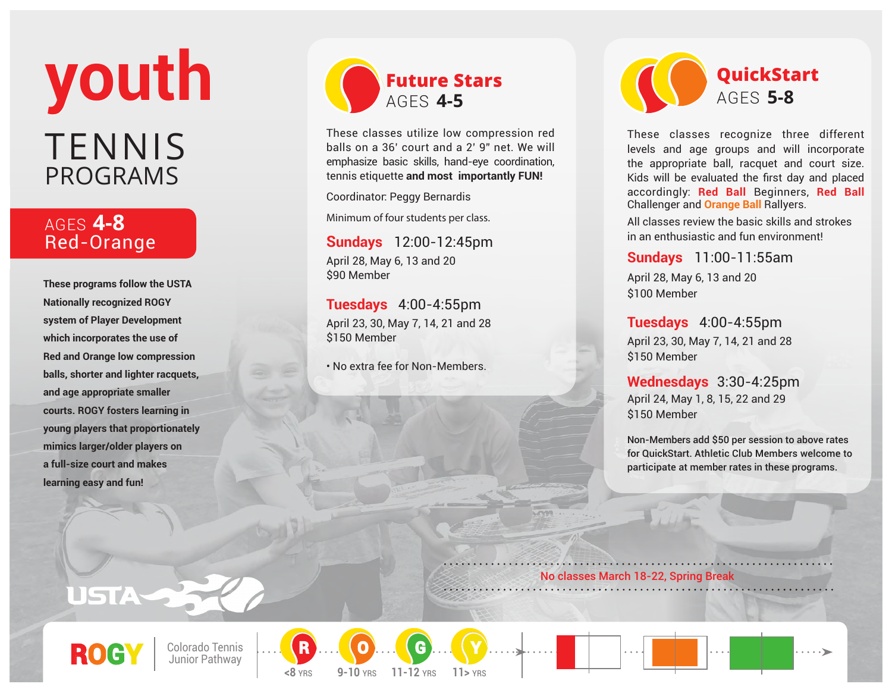# youth

## TENNIS PROGRAMS

**AGES 4-8**
**Red-Orange**

**These programs follow the USTA Nationally recognized ROGY system of Player Development which incorporates the use of Red and Orange low compression balls, shorter and lighter racquets, and age appropriate smaller courts. ROGY fosters learning in young players that proportionately mimics larger/older players on a full-size court and makes learning easy and fun!**

## Future Stars

AGES **4-5**

These classes utilize low compression red balls on a 36' court and a 2' 9" net. We will emphasize basic skills, hand-eye coordination, tennis etiquette **and most importantly FUN!**

Coordinator: Peggy Bernardis

Minimum of four students per class.

**Sundays** 12:00-12:45pm
April 28, May 6, 13 and 20
$90 Member

**Tuesdays** 4:00-4:55pm
April 23, 30, May 7, 14, 21 and 28
$150 Member

- No extra fee for Non-Members.

## QuickStart

AGES **5-8**

These classes recognize three different levels and age groups and will incorporate the appropriate ball, racquet and court size. Kids will be evaluated the first day and placed accordingly: **Red Ball** Beginners, **Red Ball** Challenger and **Orange Ball** Rallyers.

All classes review the basic skills and strokes in an enthusiastic and fun environment!

**Sundays** 11:00-11:55am
April 28, May 6, 13 and 20
$100 Member

**Tuesdays** 4:00-4:55pm
April 23, 30, May 7, 14, 21 and 28
$150 Member

**Wednesdays** 3:30-4:25pm
April 24, May 1, 8, 15, 22 and 29
$150 Member

Non-Members add $50 per session to above rates for QuickStart. Athletic Club Members welcome to participate at member rates in these programs.

No classes March 18-22, Spring Break

USTA

ROGY | Colorado Tennis Junior Pathway

R <8 YRS · O 9-10 YRS · G 11-12 YRS · Y 11> YRS